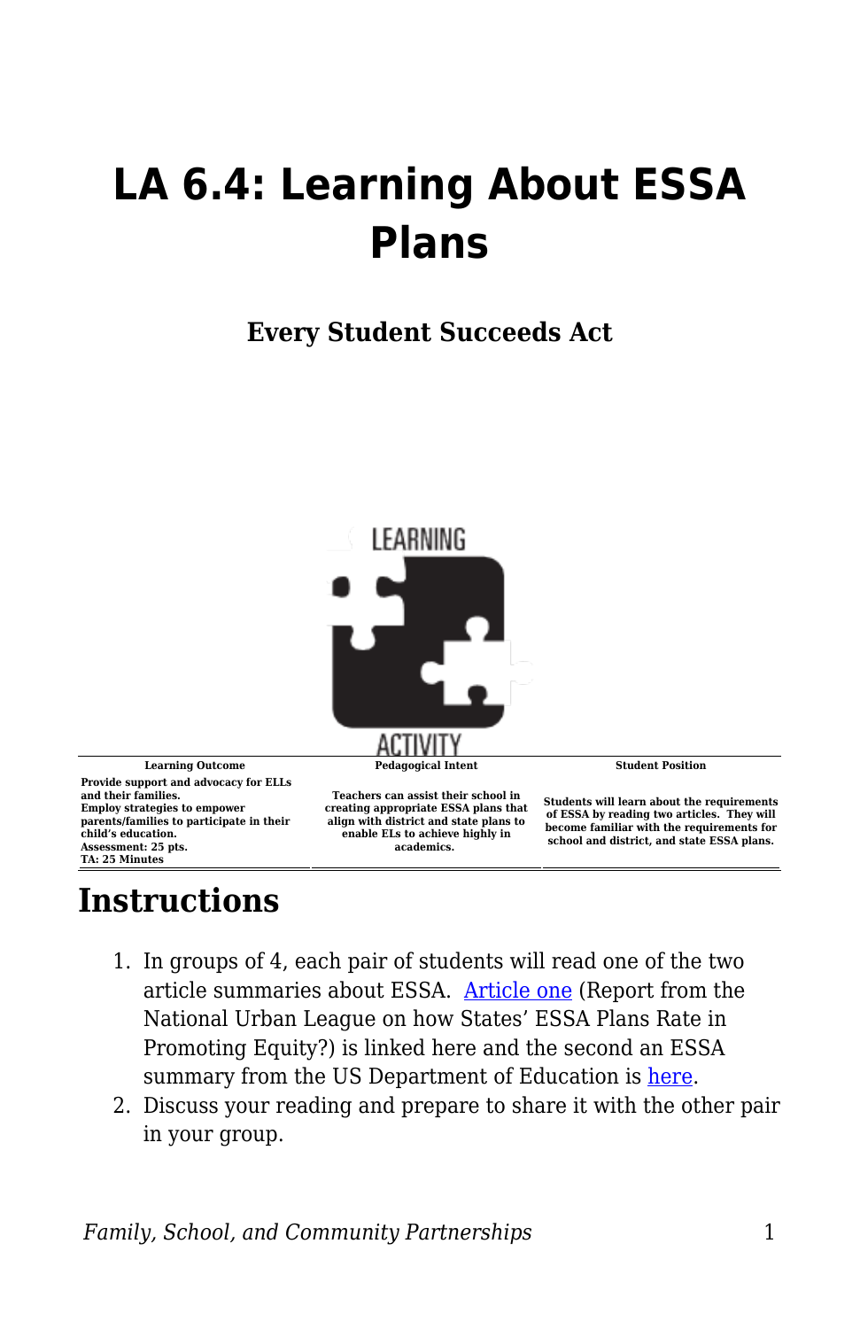# LA 6.4: Learning About ESSA Plans

### Every Student Succeeds Act

| Learning Outcome | Pedagogical Intent | Student Position |
| --- | --- | --- |
| Provide support and advocacy for ELLs and their families. Employ strategies to empower parents/families to participate in their child's education. Assessment: 25 pts. TA: 25 Minutes | Teachers can assist their school in creating appropriate ESSA plans that align with district and state plans to enable ELs to achieve highly in academics. | Students will learn about the requirements of ESSA by reading two articles. They will become familiar with the requirements for school and district, and state ESSA plans. |

## Instructions

1. In groups of 4, each pair of students will read one of the two article summaries about ESSA. Article one (Report from the National Urban League on how States' ESSA Plans Rate in Promoting Equity?) is linked here and the second an ESSA summary from the US Department of Education is here.
2. Discuss your reading and prepare to share it with the other pair in your group.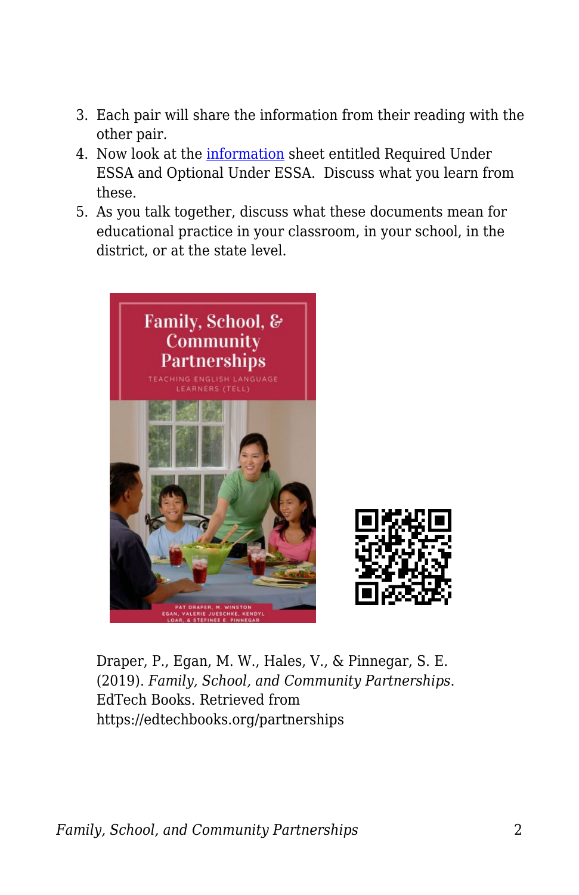3. Each pair will share the information from their reading with the other pair.
4. Now look at the information sheet entitled Required Under ESSA and Optional Under ESSA. Discuss what you learn from these.
5. As you talk together, discuss what these documents mean for educational practice in your classroom, in your school, in the district, or at the state level.

Draper, P., Egan, M. W., Hales, V., & Pinnegar, S. E. (2019). *Family, School, and Community Partnerships*. EdTech Books. Retrieved from https://edtechbooks.org/partnerships